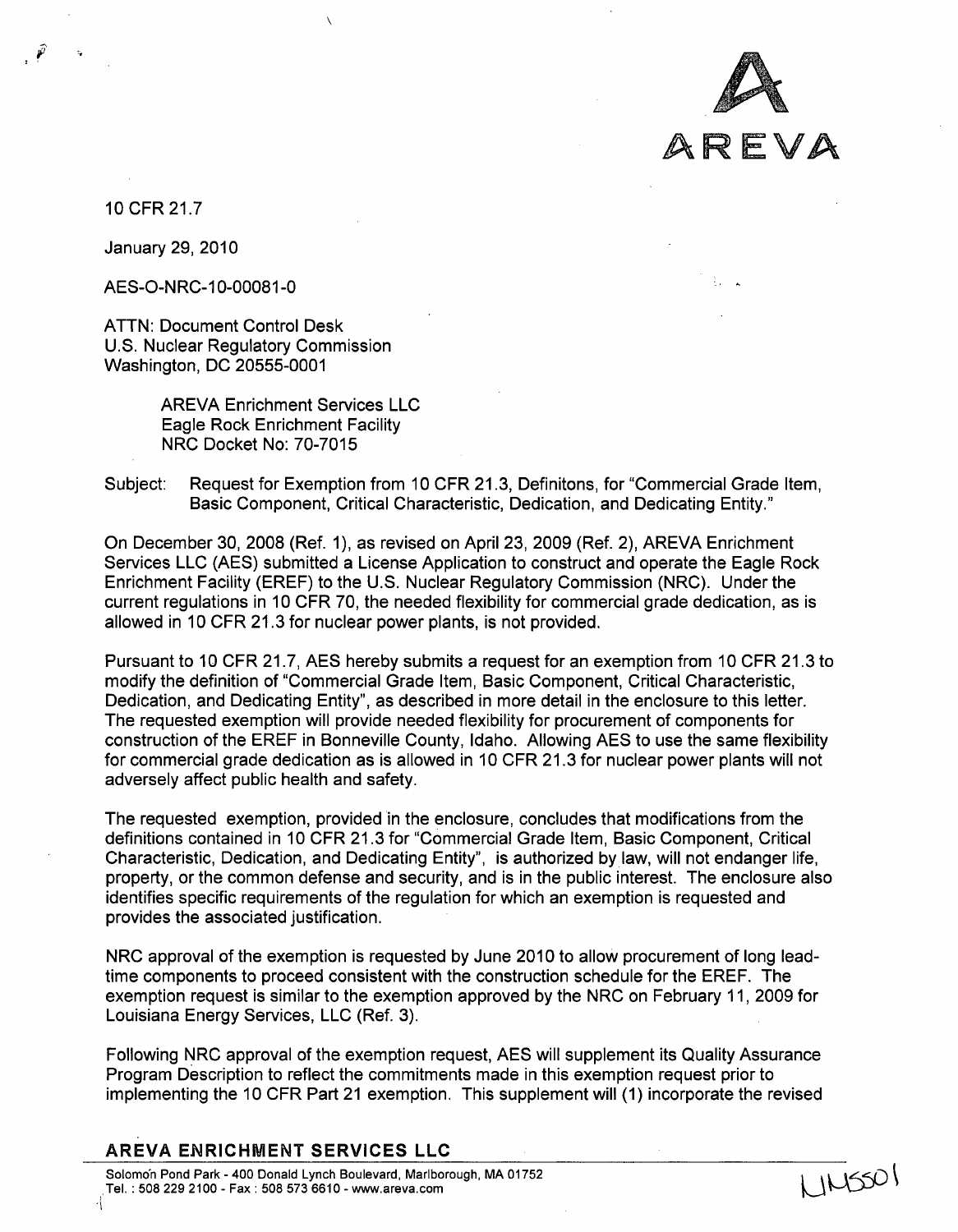10 CFR 21.7

January 29, 2010

AES-O-NRC-10-00081-0

ATTN: Document Control Desk
U.S. Nuclear Regulatory Commission
Washington, DC 20555-0001

AREVA Enrichment Services LLC
Eagle Rock Enrichment Facility
NRC Docket No: 70-7015

Subject: Request for Exemption from 10 CFR 21.3, Definitons, for "Commercial Grade Item, Basic Component, Critical Characteristic, Dedication, and Dedicating Entity."

On December 30, 2008 (Ref. 1), as revised on April 23, 2009 (Ref. 2), AREVA Enrichment Services LLC (AES) submitted a License Application to construct and operate the Eagle Rock Enrichment Facility (EREF) to the U.S. Nuclear Regulatory Commission (NRC). Under the current regulations in 10 CFR 70, the needed flexibility for commercial grade dedication, as is allowed in 10 CFR 21.3 for nuclear power plants, is not provided.

Pursuant to 10 CFR 21.7, AES hereby submits a request for an exemption from 10 CFR 21.3 to modify the definition of "Commercial Grade Item, Basic Component, Critical Characteristic, Dedication, and Dedicating Entity", as described in more detail in the enclosure to this letter. The requested exemption will provide needed flexibility for procurement of components for construction of the EREF in Bonneville County, Idaho. Allowing AES to use the same flexibility for commercial grade dedication as is allowed in 10 CFR 21.3 for nuclear power plants will not adversely affect public health and safety.

The requested exemption, provided in the enclosure, concludes that modifications from the definitions contained in 10 CFR 21.3 for "Commercial Grade Item, Basic Component, Critical Characteristic, Dedication, and Dedicating Entity", is authorized by law, will not endanger life, property, or the common defense and security, and is in the public interest. The enclosure also identifies specific requirements of the regulation for which an exemption is requested and provides the associated justification.

NRC approval of the exemption is requested by June 2010 to allow procurement of long lead-time components to proceed consistent with the construction schedule for the EREF. The exemption request is similar to the exemption approved by the NRC on February 11, 2009 for Louisiana Energy Services, LLC (Ref. 3).

Following NRC approval of the exemption request, AES will supplement its Quality Assurance Program Description to reflect the commitments made in this exemption request prior to implementing the 10 CFR Part 21 exemption. This supplement will (1) incorporate the revised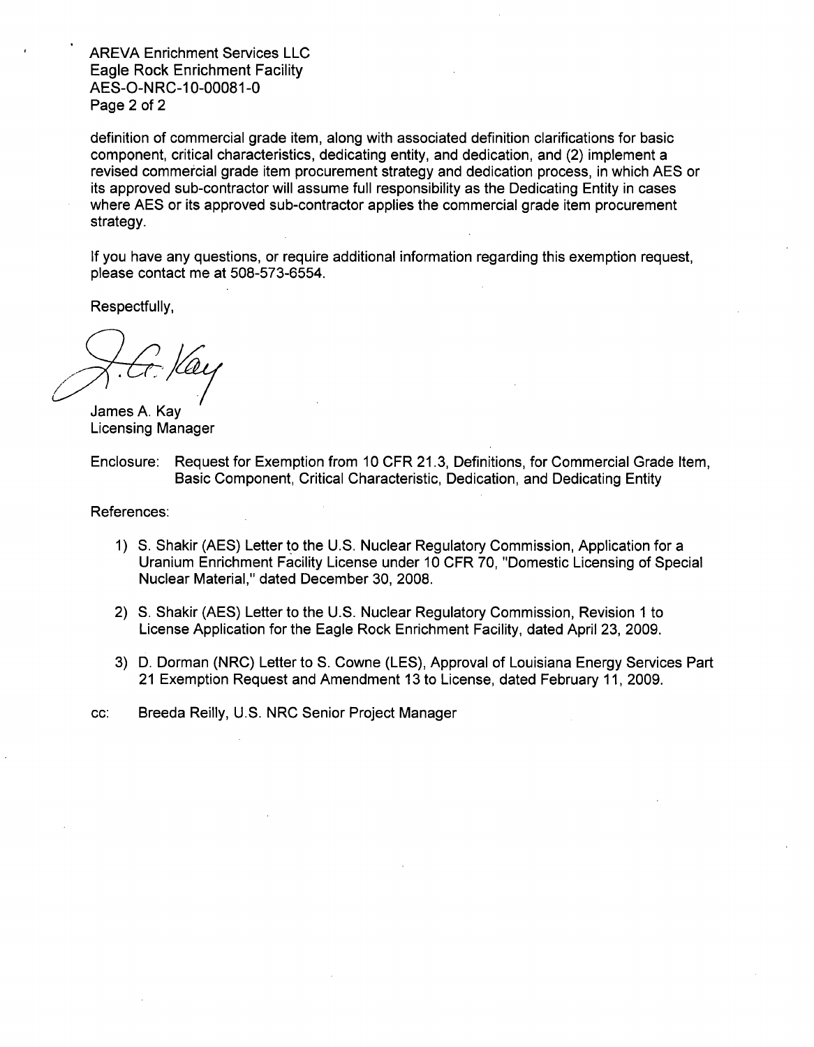definition of commercial grade item, along with associated definition clarifications for basic component, critical characteristics, dedicating entity, and dedication, and (2) implement a revised commercial grade item procurement strategy and dedication process, in which AES or its approved sub-contractor will assume full responsibility as the Dedicating Entity in cases where AES or its approved sub-contractor applies the commercial grade item procurement strategy.

If you have any questions, or require additional information regarding this exemption request, please contact me at 508-573-6554.

Respectfully,

James A. Kay
Licensing Manager

Enclosure: Request for Exemption from 10 CFR 21.3, Definitions, for Commercial Grade Item, Basic Component, Critical Characteristic, Dedication, and Dedicating Entity

References:

1) S. Shakir (AES) Letter to the U.S. Nuclear Regulatory Commission, Application for a Uranium Enrichment Facility License under 10 CFR 70, "Domestic Licensing of Special Nuclear Material," dated December 30, 2008.

2) S. Shakir (AES) Letter to the U.S. Nuclear Regulatory Commission, Revision 1 to License Application for the Eagle Rock Enrichment Facility, dated April 23, 2009.

3) D. Dorman (NRC) Letter to S. Cowne (LES), Approval of Louisiana Energy Services Part 21 Exemption Request and Amendment 13 to License, dated February 11, 2009.

cc: Breeda Reilly, U.S. NRC Senior Project Manager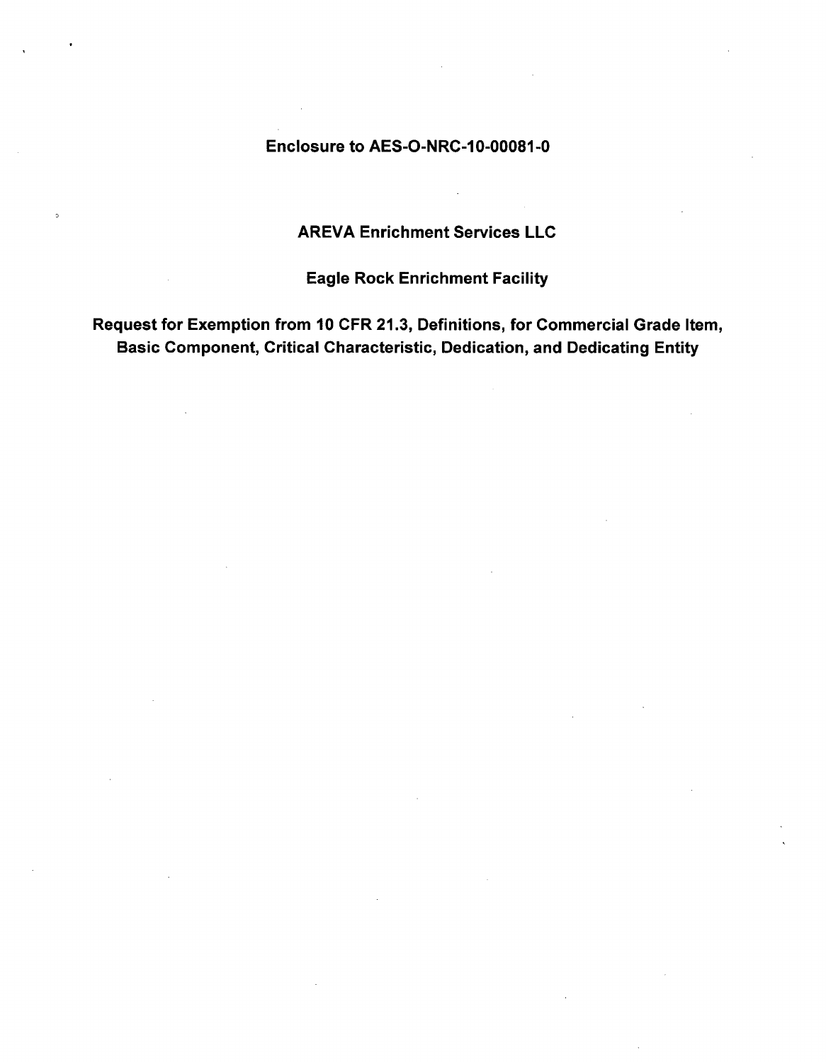**Enclosure to AES-O-NRC-10-00081-0**

**AREVA Enrichment Services LLC**

**Eagle Rock Enrichment Facility**

**Request for Exemption from 10 CFR 21.3, Definitions, for Commercial Grade Item, Basic Component, Critical Characteristic, Dedication, and Dedicating Entity**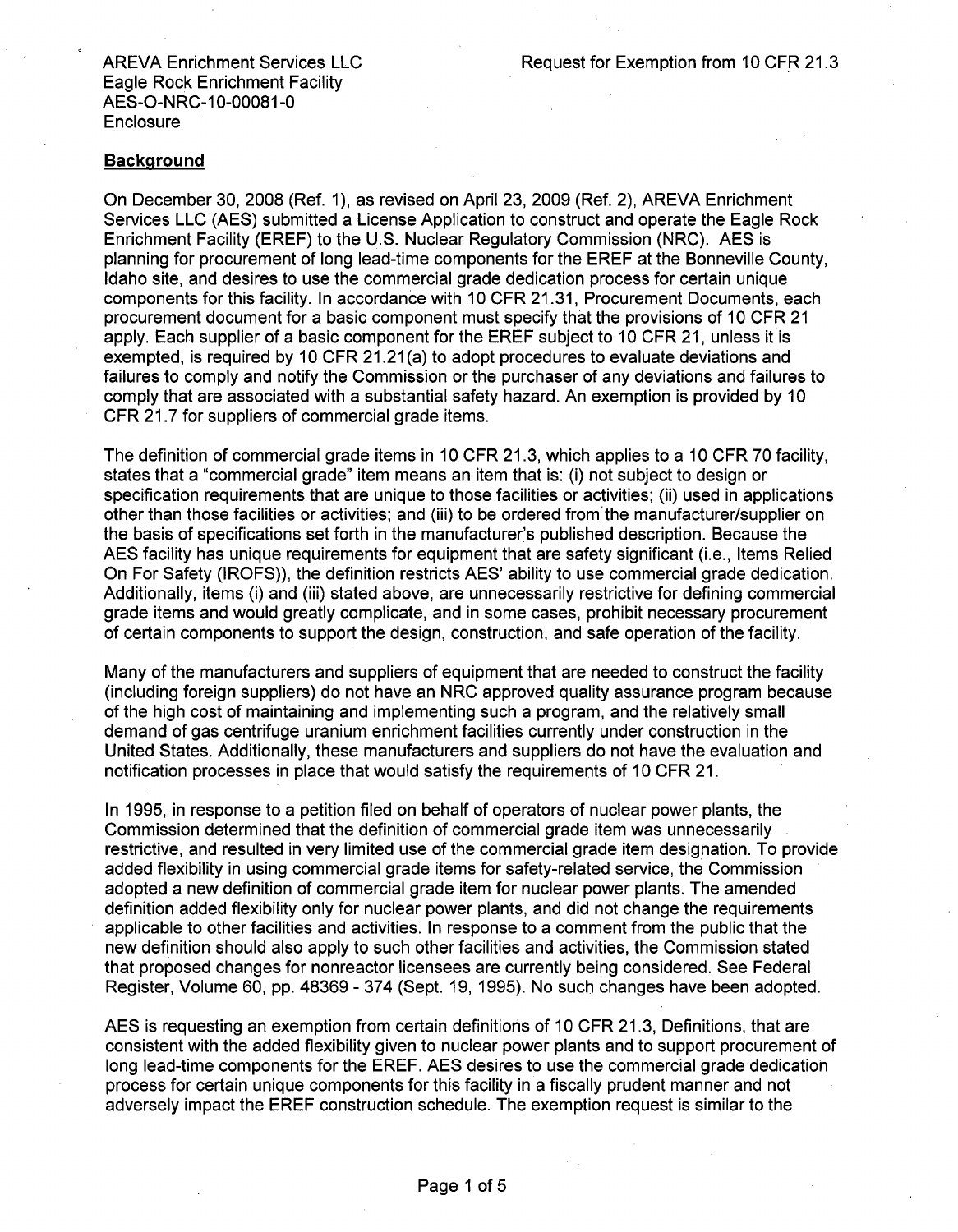AREVA Enrichment Services LLC
Eagle Rock Enrichment Facility
AES-O-NRC-10-00081-0
Enclosure

Request for Exemption from 10 CFR 21.3

## Background

On December 30, 2008 (Ref. 1), as revised on April 23, 2009 (Ref. 2), AREVA Enrichment Services LLC (AES) submitted a License Application to construct and operate the Eagle Rock Enrichment Facility (EREF) to the U.S. Nuclear Regulatory Commission (NRC). AES is planning for procurement of long lead-time components for the EREF at the Bonneville County, Idaho site, and desires to use the commercial grade dedication process for certain unique components for this facility. In accordance with 10 CFR 21.31, Procurement Documents, each procurement document for a basic component must specify that the provisions of 10 CFR 21 apply. Each supplier of a basic component for the EREF subject to 10 CFR 21, unless it is exempted, is required by 10 CFR 21.21(a) to adopt procedures to evaluate deviations and failures to comply and notify the Commission or the purchaser of any deviations and failures to comply that are associated with a substantial safety hazard. An exemption is provided by 10 CFR 21.7 for suppliers of commercial grade items.

The definition of commercial grade items in 10 CFR 21.3, which applies to a 10 CFR 70 facility, states that a "commercial grade" item means an item that is: (i) not subject to design or specification requirements that are unique to those facilities or activities; (ii) used in applications other than those facilities or activities; and (iii) to be ordered from the manufacturer/supplier on the basis of specifications set forth in the manufacturer's published description. Because the AES facility has unique requirements for equipment that are safety significant (i.e., Items Relied On For Safety (IROFS)), the definition restricts AES' ability to use commercial grade dedication. Additionally, items (i) and (iii) stated above, are unnecessarily restrictive for defining commercial grade items and would greatly complicate, and in some cases, prohibit necessary procurement of certain components to support the design, construction, and safe operation of the facility.

Many of the manufacturers and suppliers of equipment that are needed to construct the facility (including foreign suppliers) do not have an NRC approved quality assurance program because of the high cost of maintaining and implementing such a program, and the relatively small demand of gas centrifuge uranium enrichment facilities currently under construction in the United States. Additionally, these manufacturers and suppliers do not have the evaluation and notification processes in place that would satisfy the requirements of 10 CFR 21.

In 1995, in response to a petition filed on behalf of operators of nuclear power plants, the Commission determined that the definition of commercial grade item was unnecessarily restrictive, and resulted in very limited use of the commercial grade item designation. To provide added flexibility in using commercial grade items for safety-related service, the Commission adopted a new definition of commercial grade item for nuclear power plants. The amended definition added flexibility only for nuclear power plants, and did not change the requirements applicable to other facilities and activities. In response to a comment from the public that the new definition should also apply to such other facilities and activities, the Commission stated that proposed changes for nonreactor licensees are currently being considered. See Federal Register, Volume 60, pp. 48369 - 374 (Sept. 19, 1995). No such changes have been adopted.

AES is requesting an exemption from certain definitions of 10 CFR 21.3, Definitions, that are consistent with the added flexibility given to nuclear power plants and to support procurement of long lead-time components for the EREF. AES desires to use the commercial grade dedication process for certain unique components for this facility in a fiscally prudent manner and not adversely impact the EREF construction schedule. The exemption request is similar to the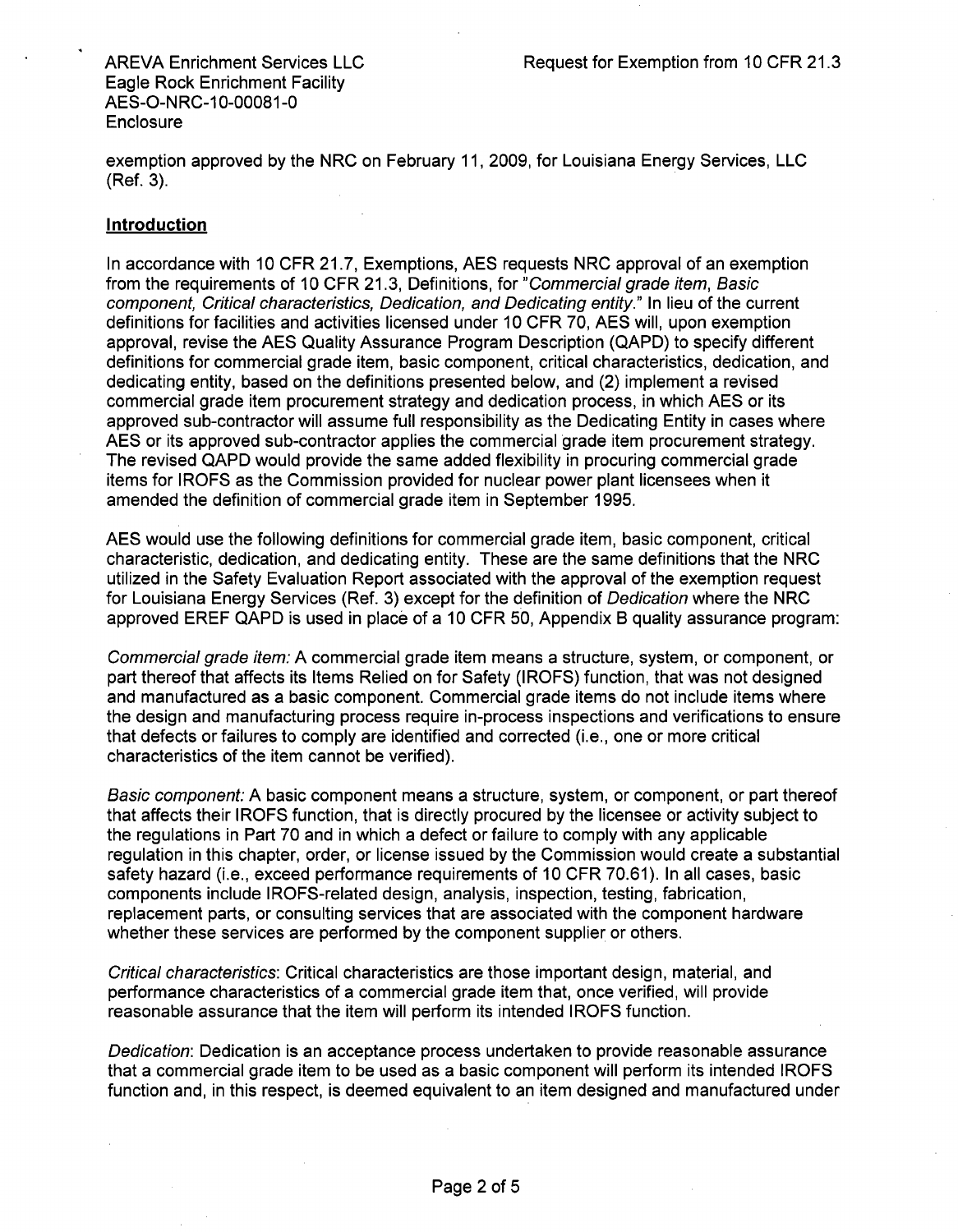exemption approved by the NRC on February 11, 2009, for Louisiana Energy Services, LLC (Ref. 3).

## Introduction

In accordance with 10 CFR 21.7, Exemptions, AES requests NRC approval of an exemption from the requirements of 10 CFR 21.3, Definitions, for "*Commercial grade item, Basic component, Critical characteristics, Dedication, and Dedicating entity.*" In lieu of the current definitions for facilities and activities licensed under 10 CFR 70, AES will, upon exemption approval, revise the AES Quality Assurance Program Description (QAPD) to specify different definitions for commercial grade item, basic component, critical characteristics, dedication, and dedicating entity, based on the definitions presented below, and (2) implement a revised commercial grade item procurement strategy and dedication process, in which AES or its approved sub-contractor will assume full responsibility as the Dedicating Entity in cases where AES or its approved sub-contractor applies the commercial grade item procurement strategy. The revised QAPD would provide the same added flexibility in procuring commercial grade items for IROFS as the Commission provided for nuclear power plant licensees when it amended the definition of commercial grade item in September 1995.

AES would use the following definitions for commercial grade item, basic component, critical characteristic, dedication, and dedicating entity. These are the same definitions that the NRC utilized in the Safety Evaluation Report associated with the approval of the exemption request for Louisiana Energy Services (Ref. 3) except for the definition of *Dedication* where the NRC approved EREF QAPD is used in place of a 10 CFR 50, Appendix B quality assurance program:

*Commercial grade item:* A commercial grade item means a structure, system, or component, or part thereof that affects its Items Relied on for Safety (IROFS) function, that was not designed and manufactured as a basic component. Commercial grade items do not include items where the design and manufacturing process require in-process inspections and verifications to ensure that defects or failures to comply are identified and corrected (i.e., one or more critical characteristics of the item cannot be verified).

*Basic component:* A basic component means a structure, system, or component, or part thereof that affects their IROFS function, that is directly procured by the licensee or activity subject to the regulations in Part 70 and in which a defect or failure to comply with any applicable regulation in this chapter, order, or license issued by the Commission would create a substantial safety hazard (i.e., exceed performance requirements of 10 CFR 70.61). In all cases, basic components include IROFS-related design, analysis, inspection, testing, fabrication, replacement parts, or consulting services that are associated with the component hardware whether these services are performed by the component supplier or others.

*Critical characteristics*: Critical characteristics are those important design, material, and performance characteristics of a commercial grade item that, once verified, will provide reasonable assurance that the item will perform its intended IROFS function.

*Dedication*: Dedication is an acceptance process undertaken to provide reasonable assurance that a commercial grade item to be used as a basic component will perform its intended IROFS function and, in this respect, is deemed equivalent to an item designed and manufactured under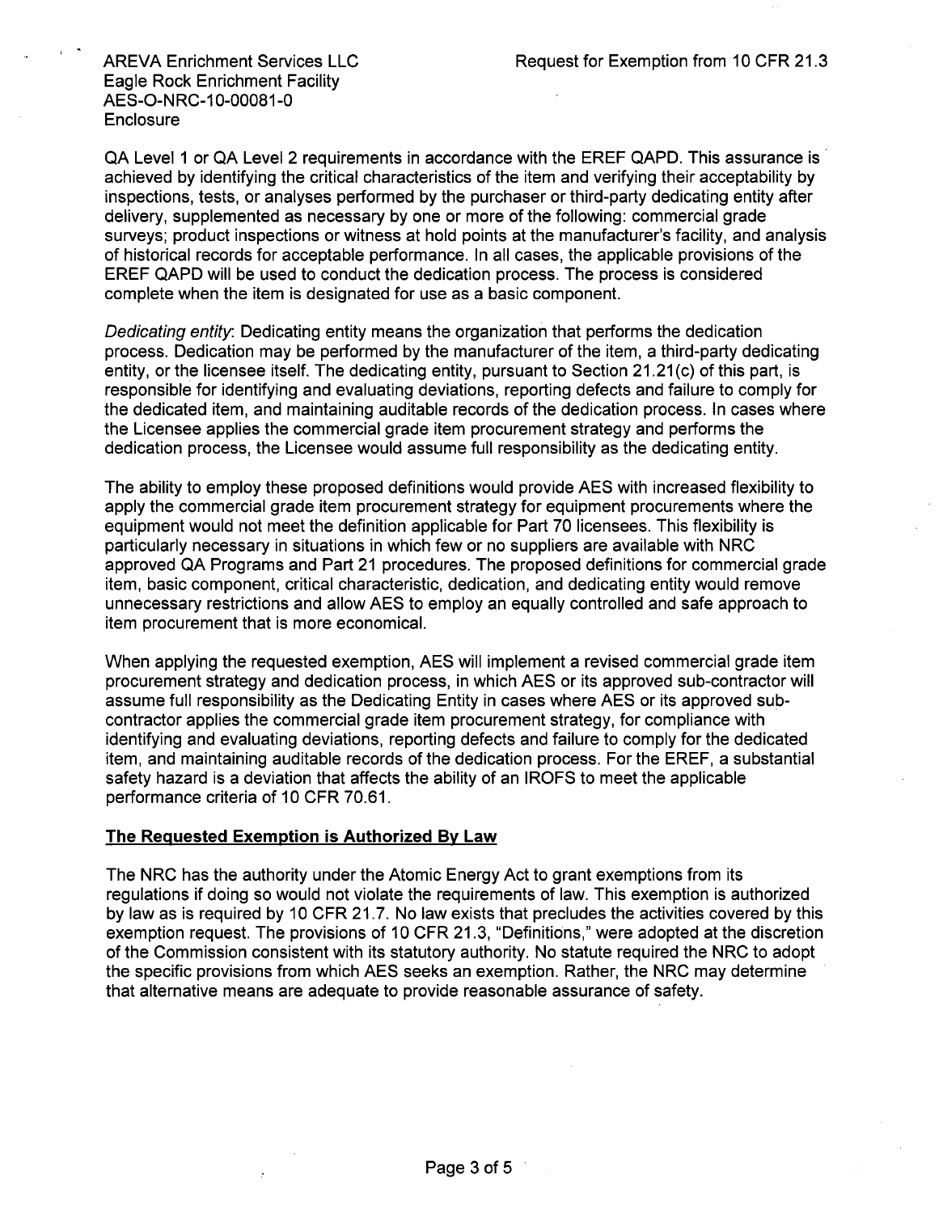QA Level 1 or QA Level 2 requirements in accordance with the EREF QAPD. This assurance is achieved by identifying the critical characteristics of the item and verifying their acceptability by inspections, tests, or analyses performed by the purchaser or third-party dedicating entity after delivery, supplemented as necessary by one or more of the following: commercial grade surveys; product inspections or witness at hold points at the manufacturer's facility, and analysis of historical records for acceptable performance. In all cases, the applicable provisions of the EREF QAPD will be used to conduct the dedication process. The process is considered complete when the item is designated for use as a basic component.

*Dedicating entity*: Dedicating entity means the organization that performs the dedication process. Dedication may be performed by the manufacturer of the item, a third-party dedicating entity, or the licensee itself. The dedicating entity, pursuant to Section 21.21(c) of this part, is responsible for identifying and evaluating deviations, reporting defects and failure to comply for the dedicated item, and maintaining auditable records of the dedication process. In cases where the Licensee applies the commercial grade item procurement strategy and performs the dedication process, the Licensee would assume full responsibility as the dedicating entity.

The ability to employ these proposed definitions would provide AES with increased flexibility to apply the commercial grade item procurement strategy for equipment procurements where the equipment would not meet the definition applicable for Part 70 licensees. This flexibility is particularly necessary in situations in which few or no suppliers are available with NRC approved QA Programs and Part 21 procedures. The proposed definitions for commercial grade item, basic component, critical characteristic, dedication, and dedicating entity would remove unnecessary restrictions and allow AES to employ an equally controlled and safe approach to item procurement that is more economical.

When applying the requested exemption, AES will implement a revised commercial grade item procurement strategy and dedication process, in which AES or its approved sub-contractor will assume full responsibility as the Dedicating Entity in cases where AES or its approved sub-contractor applies the commercial grade item procurement strategy, for compliance with identifying and evaluating deviations, reporting defects and failure to comply for the dedicated item, and maintaining auditable records of the dedication process. For the EREF, a substantial safety hazard is a deviation that affects the ability of an IROFS to meet the applicable performance criteria of 10 CFR 70.61.

**The Requested Exemption is Authorized By Law**

The NRC has the authority under the Atomic Energy Act to grant exemptions from its regulations if doing so would not violate the requirements of law. This exemption is authorized by law as is required by 10 CFR 21.7. No law exists that precludes the activities covered by this exemption request. The provisions of 10 CFR 21.3, "Definitions," were adopted at the discretion of the Commission consistent with its statutory authority. No statute required the NRC to adopt the specific provisions from which AES seeks an exemption. Rather, the NRC may determine that alternative means are adequate to provide reasonable assurance of safety.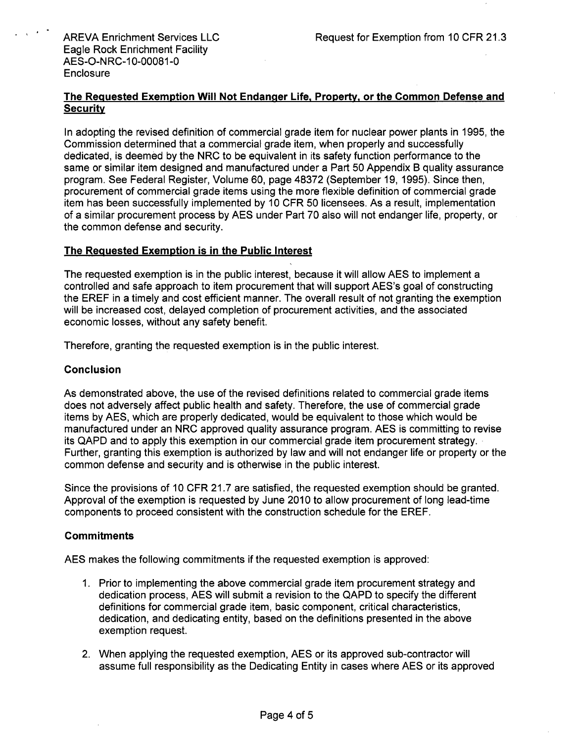## The Requested Exemption Will Not Endanger Life, Property, or the Common Defense and Security

In adopting the revised definition of commercial grade item for nuclear power plants in 1995, the Commission determined that a commercial grade item, when properly and successfully dedicated, is deemed by the NRC to be equivalent in its safety function performance to the same or similar item designed and manufactured under a Part 50 Appendix B quality assurance program. See Federal Register, Volume 60, page 48372 (September 19, 1995). Since then, procurement of commercial grade items using the more flexible definition of commercial grade item has been successfully implemented by 10 CFR 50 licensees. As a result, implementation of a similar procurement process by AES under Part 70 also will not endanger life, property, or the common defense and security.

## The Requested Exemption is in the Public Interest

The requested exemption is in the public interest, because it will allow AES to implement a controlled and safe approach to item procurement that will support AES's goal of constructing the EREF in a timely and cost efficient manner. The overall result of not granting the exemption will be increased cost, delayed completion of procurement activities, and the associated economic losses, without any safety benefit.

Therefore, granting the requested exemption is in the public interest.

## Conclusion

As demonstrated above, the use of the revised definitions related to commercial grade items does not adversely affect public health and safety. Therefore, the use of commercial grade items by AES, which are properly dedicated, would be equivalent to those which would be manufactured under an NRC approved quality assurance program. AES is committing to revise its QAPD and to apply this exemption in our commercial grade item procurement strategy. Further, granting this exemption is authorized by law and will not endanger life or property or the common defense and security and is otherwise in the public interest.

Since the provisions of 10 CFR 21.7 are satisfied, the requested exemption should be granted. Approval of the exemption is requested by June 2010 to allow procurement of long lead-time components to proceed consistent with the construction schedule for the EREF.

## Commitments

AES makes the following commitments if the requested exemption is approved:

1. Prior to implementing the above commercial grade item procurement strategy and dedication process, AES will submit a revision to the QAPD to specify the different definitions for commercial grade item, basic component, critical characteristics, dedication, and dedicating entity, based on the definitions presented in the above exemption request.
2. When applying the requested exemption, AES or its approved sub-contractor will assume full responsibility as the Dedicating Entity in cases where AES or its approved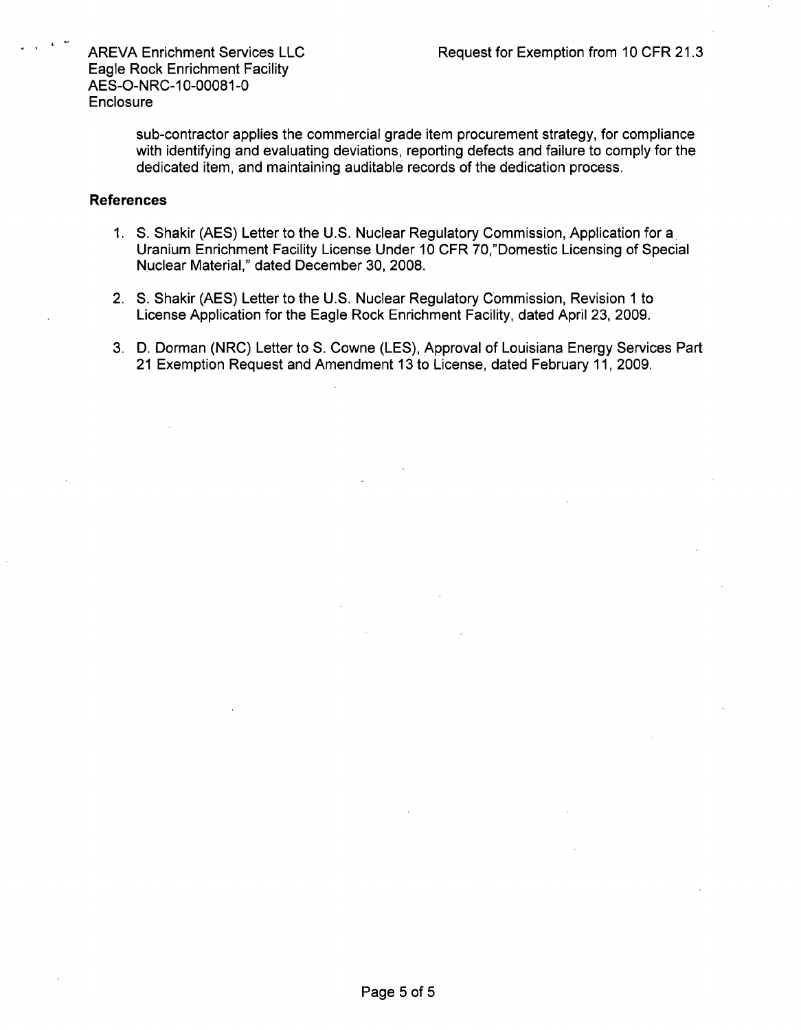sub-contractor applies the commercial grade item procurement strategy, for compliance with identifying and evaluating deviations, reporting defects and failure to comply for the dedicated item, and maintaining auditable records of the dedication process.

**References**

1. S. Shakir (AES) Letter to the U.S. Nuclear Regulatory Commission, Application for a Uranium Enrichment Facility License Under 10 CFR 70,"Domestic Licensing of Special Nuclear Material," dated December 30, 2008.

2. S. Shakir (AES) Letter to the U.S. Nuclear Regulatory Commission, Revision 1 to License Application for the Eagle Rock Enrichment Facility, dated April 23, 2009.

3. D. Dorman (NRC) Letter to S. Cowne (LES), Approval of Louisiana Energy Services Part 21 Exemption Request and Amendment 13 to License, dated February 11, 2009.